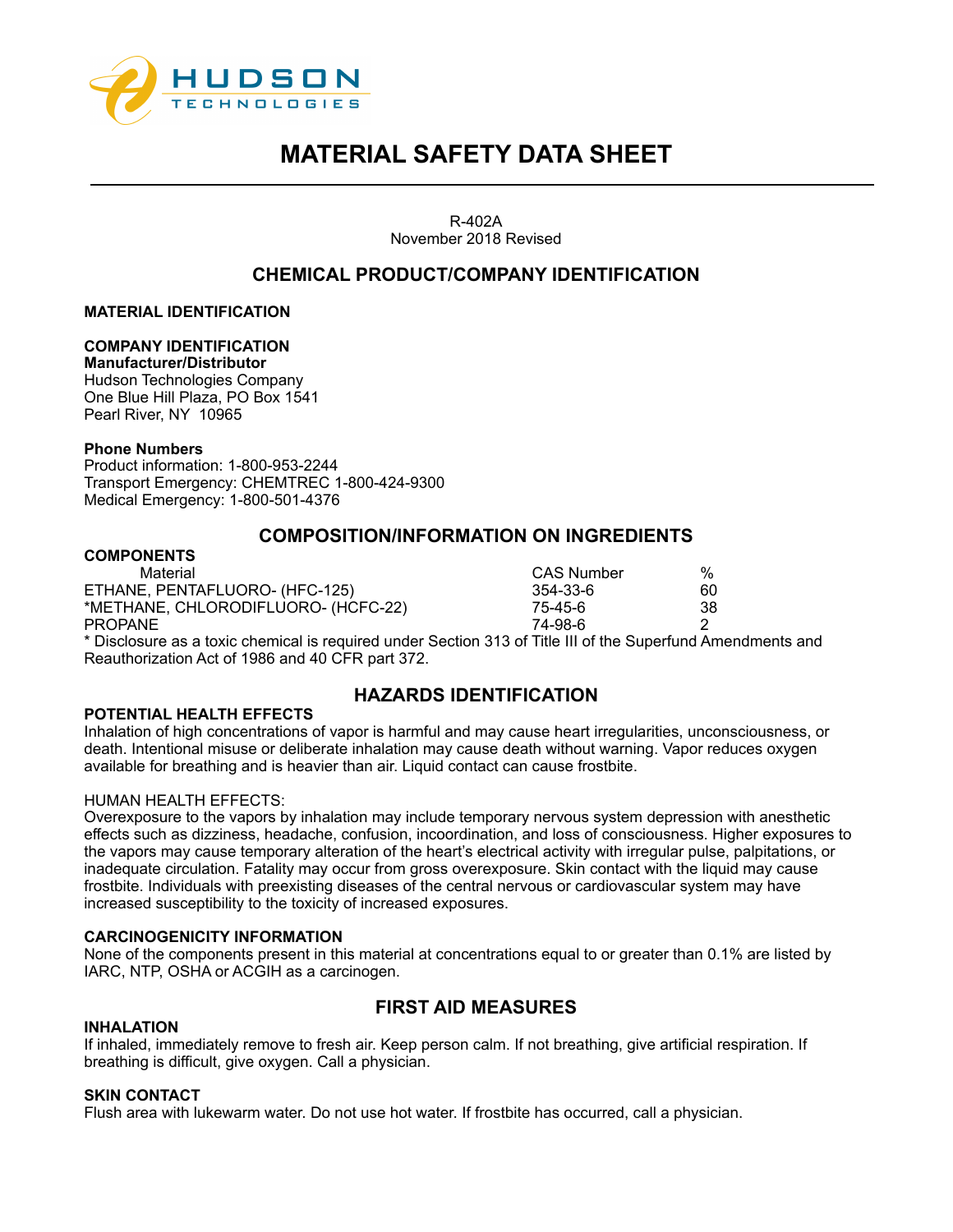# MATERIAL SAFETY DATA SHEET

R-402A
November 2018 Revised

## CHEMICAL PRODUCT/COMPANY IDENTIFICATION

**MATERIAL IDENTIFICATION**

**COMPANY IDENTIFICATION**
**Manufacturer/Distributor**
Hudson Technologies Company
One Blue Hill Plaza, PO Box 1541
Pearl River, NY 10965

**Phone Numbers**
Product information: 1-800-953-2244
Transport Emergency: CHEMTREC 1-800-424-9300
Medical Emergency: 1-800-501-4376

## COMPOSITION/INFORMATION ON INGREDIENTS

**COMPONENTS**

| Material | CAS Number | % |
|---|---|---|
| ETHANE, PENTAFLUORO- (HFC-125) | 354-33-6 | 60 |
| *METHANE, CHLORODIFLUORO- (HCFC-22) | 75-45-6 | 38 |
| PROPANE | 74-98-6 | 2 |

* Disclosure as a toxic chemical is required under Section 313 of Title III of the Superfund Amendments and Reauthorization Act of 1986 and 40 CFR part 372.

## HAZARDS IDENTIFICATION

**POTENTIAL HEALTH EFFECTS**
Inhalation of high concentrations of vapor is harmful and may cause heart irregularities, unconsciousness, or death. Intentional misuse or deliberate inhalation may cause death without warning. Vapor reduces oxygen available for breathing and is heavier than air. Liquid contact can cause frostbite.

HUMAN HEALTH EFFECTS:
Overexposure to the vapors by inhalation may include temporary nervous system depression with anesthetic effects such as dizziness, headache, confusion, incoordination, and loss of consciousness. Higher exposures to the vapors may cause temporary alteration of the heart's electrical activity with irregular pulse, palpitations, or inadequate circulation. Fatality may occur from gross overexposure. Skin contact with the liquid may cause frostbite. Individuals with preexisting diseases of the central nervous or cardiovascular system may have increased susceptibility to the toxicity of increased exposures.

**CARCINOGENICITY INFORMATION**
None of the components present in this material at concentrations equal to or greater than 0.1% are listed by IARC, NTP, OSHA or ACGIH as a carcinogen.

## FIRST AID MEASURES

**INHALATION**
If inhaled, immediately remove to fresh air. Keep person calm. If not breathing, give artificial respiration. If breathing is difficult, give oxygen. Call a physician.

**SKIN CONTACT**
Flush area with lukewarm water. Do not use hot water. If frostbite has occurred, call a physician.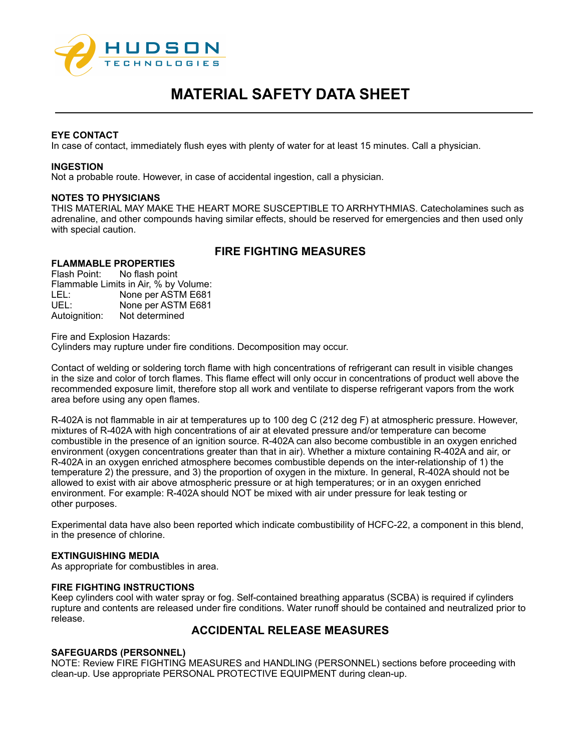# MATERIAL SAFETY DATA SHEET

**EYE CONTACT**
In case of contact, immediately flush eyes with plenty of water for at least 15 minutes. Call a physician.

**INGESTION**
Not a probable route. However, in case of accidental ingestion, call a physician.

**NOTES TO PHYSICIANS**
THIS MATERIAL MAY MAKE THE HEART MORE SUSCEPTIBLE TO ARRHYTHMIAS. Catecholamines such as adrenaline, and other compounds having similar effects, should be reserved for emergencies and then used only with special caution.

## FIRE FIGHTING MEASURES

**FLAMMABLE PROPERTIES**
Flash Point: No flash point
Flammable Limits in Air, % by Volume:
LEL: None per ASTM E681
UEL: None per ASTM E681
Autoignition: Not determined

Fire and Explosion Hazards:
Cylinders may rupture under fire conditions. Decomposition may occur.

Contact of welding or soldering torch flame with high concentrations of refrigerant can result in visible changes in the size and color of torch flames. This flame effect will only occur in concentrations of product well above the recommended exposure limit, therefore stop all work and ventilate to disperse refrigerant vapors from the work area before using any open flames.

R-402A is not flammable in air at temperatures up to 100 deg C (212 deg F) at atmospheric pressure. However, mixtures of R-402A with high concentrations of air at elevated pressure and/or temperature can become combustible in the presence of an ignition source. R-402A can also become combustible in an oxygen enriched environment (oxygen concentrations greater than that in air). Whether a mixture containing R-402A and air, or R-402A in an oxygen enriched atmosphere becomes combustible depends on the inter-relationship of 1) the temperature 2) the pressure, and 3) the proportion of oxygen in the mixture. In general, R-402A should not be allowed to exist with air above atmospheric pressure or at high temperatures; or in an oxygen enriched environment. For example: R-402A should NOT be mixed with air under pressure for leak testing or other purposes.

Experimental data have also been reported which indicate combustibility of HCFC-22, a component in this blend, in the presence of chlorine.

**EXTINGUISHING MEDIA**
As appropriate for combustibles in area.

**FIRE FIGHTING INSTRUCTIONS**
Keep cylinders cool with water spray or fog. Self-contained breathing apparatus (SCBA) is required if cylinders rupture and contents are released under fire conditions. Water runoff should be contained and neutralized prior to release.

## ACCIDENTAL RELEASE MEASURES

**SAFEGUARDS (PERSONNEL)**
NOTE: Review FIRE FIGHTING MEASURES and HANDLING (PERSONNEL) sections before proceeding with clean-up. Use appropriate PERSONAL PROTECTIVE EQUIPMENT during clean-up.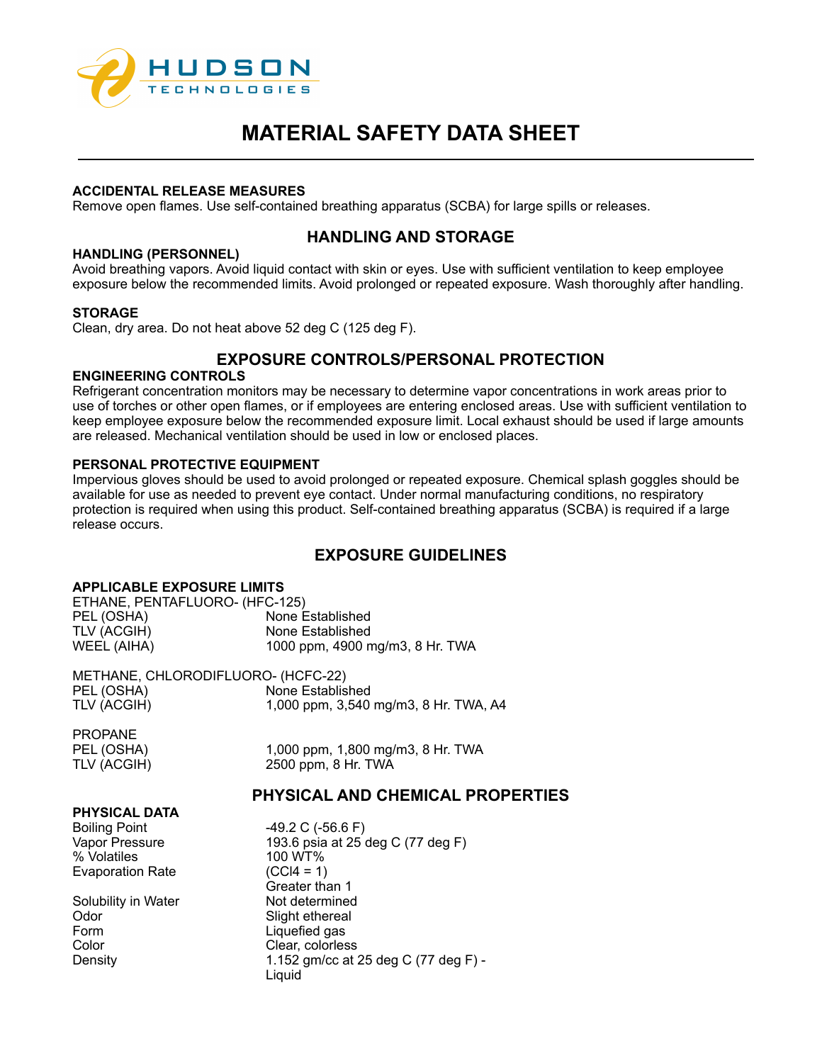# MATERIAL SAFETY DATA SHEET

**ACCIDENTAL RELEASE MEASURES**
Remove open flames. Use self-contained breathing apparatus (SCBA) for large spills or releases.

## HANDLING AND STORAGE

**HANDLING (PERSONNEL)**
Avoid breathing vapors. Avoid liquid contact with skin or eyes. Use with sufficient ventilation to keep employee exposure below the recommended limits. Avoid prolonged or repeated exposure. Wash thoroughly after handling.

**STORAGE**
Clean, dry area. Do not heat above 52 deg C (125 deg F).

## EXPOSURE CONTROLS/PERSONAL PROTECTION

**ENGINEERING CONTROLS**
Refrigerant concentration monitors may be necessary to determine vapor concentrations in work areas prior to use of torches or other open flames, or if employees are entering enclosed areas. Use with sufficient ventilation to keep employee exposure below the recommended exposure limit. Local exhaust should be used if large amounts are released. Mechanical ventilation should be used in low or enclosed places.

**PERSONAL PROTECTIVE EQUIPMENT**
Impervious gloves should be used to avoid prolonged or repeated exposure. Chemical splash goggles should be available for use as needed to prevent eye contact. Under normal manufacturing conditions, no respiratory protection is required when using this product. Self-contained breathing apparatus (SCBA) is required if a large release occurs.

## EXPOSURE GUIDELINES

**APPLICABLE EXPOSURE LIMITS**

ETHANE, PENTAFLUORO- (HFC-125)

| | |
|---|---|
| PEL (OSHA) | None Established |
| TLV (ACGIH) | None Established |
| WEEL (AIHA) | 1000 ppm, 4900 mg/m3, 8 Hr. TWA |

METHANE, CHLORODIFLUORO- (HCFC-22)

| | |
|---|---|
| PEL (OSHA) | None Established |
| TLV (ACGIH) | 1,000 ppm, 3,540 mg/m3, 8 Hr. TWA, A4 |

PROPANE

| | |
|---|---|
| PEL (OSHA) | 1,000 ppm, 1,800 mg/m3, 8 Hr. TWA |
| TLV (ACGIH) | 2500 ppm, 8 Hr. TWA |

## PHYSICAL AND CHEMICAL PROPERTIES

**PHYSICAL DATA**

| | |
|---|---|
| Boiling Point | -49.2 C (-56.6 F) |
| Vapor Pressure | 193.6 psia at 25 deg C (77 deg F) |
| % Volatiles | 100 WT% |
| Evaporation Rate | (CCl4 = 1) Greater than 1 |
| Solubility in Water | Not determined |
| Odor | Slight ethereal |
| Form | Liquefied gas |
| Color | Clear, colorless |
| Density | 1.152 gm/cc at 25 deg C (77 deg F) - Liquid |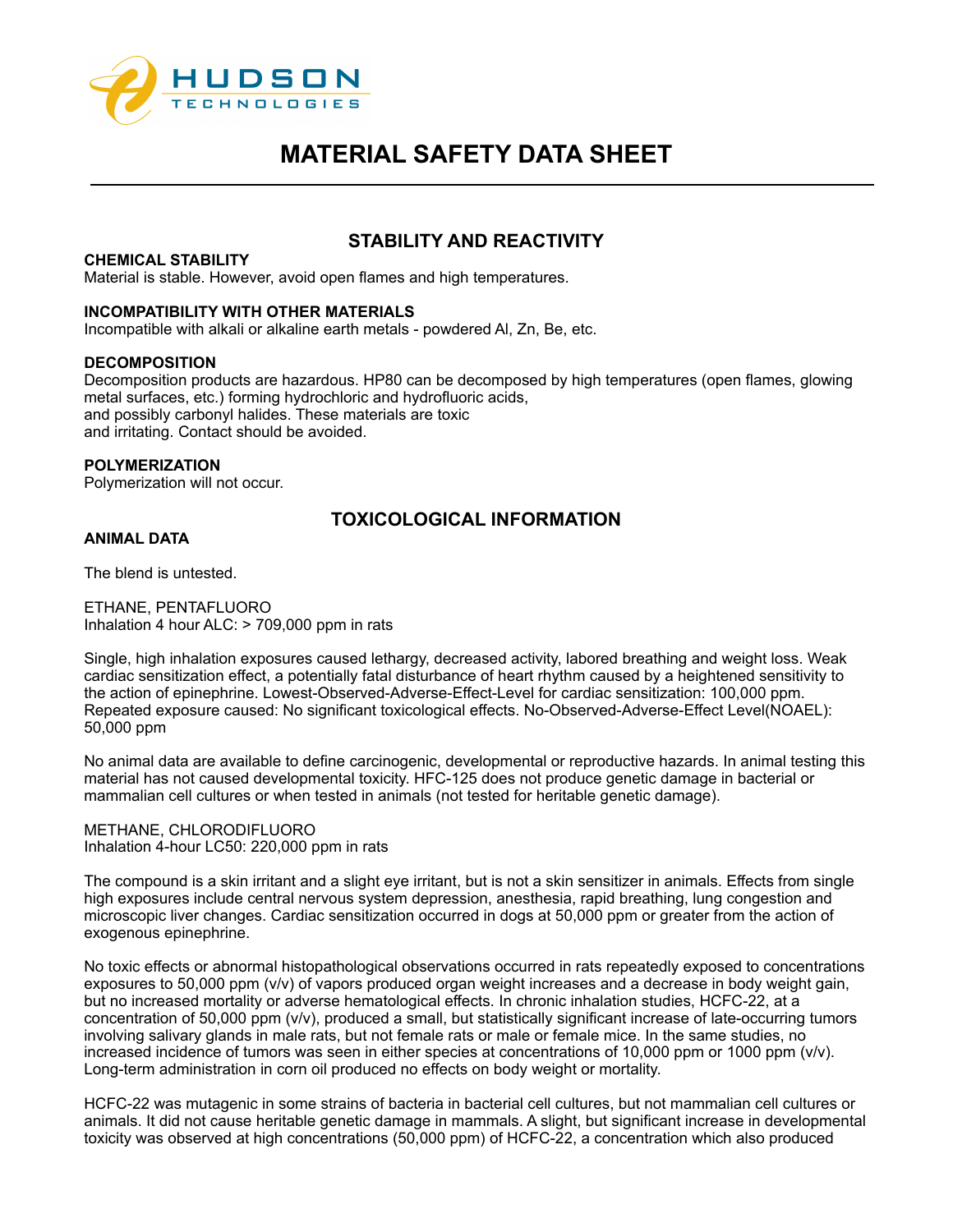# MATERIAL SAFETY DATA SHEET

## STABILITY AND REACTIVITY

**CHEMICAL STABILITY**
Material is stable. However, avoid open flames and high temperatures.

**INCOMPATIBILITY WITH OTHER MATERIALS**
Incompatible with alkali or alkaline earth metals - powdered Al, Zn, Be, etc.

**DECOMPOSITION**
Decomposition products are hazardous. HP80 can be decomposed by high temperatures (open flames, glowing metal surfaces, etc.) forming hydrochloric and hydrofluoric acids,
and possibly carbonyl halides. These materials are toxic
and irritating. Contact should be avoided.

**POLYMERIZATION**
Polymerization will not occur.

## TOXICOLOGICAL INFORMATION

**ANIMAL DATA**

The blend is untested.

ETHANE, PENTAFLUORO
Inhalation 4 hour ALC: > 709,000 ppm in rats

Single, high inhalation exposures caused lethargy, decreased activity, labored breathing and weight loss. Weak cardiac sensitization effect, a potentially fatal disturbance of heart rhythm caused by a heightened sensitivity to the action of epinephrine. Lowest-Observed-Adverse-Effect-Level for cardiac sensitization: 100,000 ppm. Repeated exposure caused: No significant toxicological effects. No-Observed-Adverse-Effect Level(NOAEL): 50,000 ppm

No animal data are available to define carcinogenic, developmental or reproductive hazards. In animal testing this material has not caused developmental toxicity. HFC-125 does not produce genetic damage in bacterial or mammalian cell cultures or when tested in animals (not tested for heritable genetic damage).

METHANE, CHLORODIFLUORO
Inhalation 4-hour LC50: 220,000 ppm in rats

The compound is a skin irritant and a slight eye irritant, but is not a skin sensitizer in animals. Effects from single high exposures include central nervous system depression, anesthesia, rapid breathing, lung congestion and microscopic liver changes. Cardiac sensitization occurred in dogs at 50,000 ppm or greater from the action of exogenous epinephrine.

No toxic effects or abnormal histopathological observations occurred in rats repeatedly exposed to concentrations exposures to 50,000 ppm (v/v) of vapors produced organ weight increases and a decrease in body weight gain, but no increased mortality or adverse hematological effects. In chronic inhalation studies, HCFC-22, at a concentration of 50,000 ppm (v/v), produced a small, but statistically significant increase of late-occurring tumors involving salivary glands in male rats, but not female rats or male or female mice. In the same studies, no increased incidence of tumors was seen in either species at concentrations of 10,000 ppm or 1000 ppm (v/v). Long-term administration in corn oil produced no effects on body weight or mortality.

HCFC-22 was mutagenic in some strains of bacteria in bacterial cell cultures, but not mammalian cell cultures or animals. It did not cause heritable genetic damage in mammals. A slight, but significant increase in developmental toxicity was observed at high concentrations (50,000 ppm) of HCFC-22, a concentration which also produced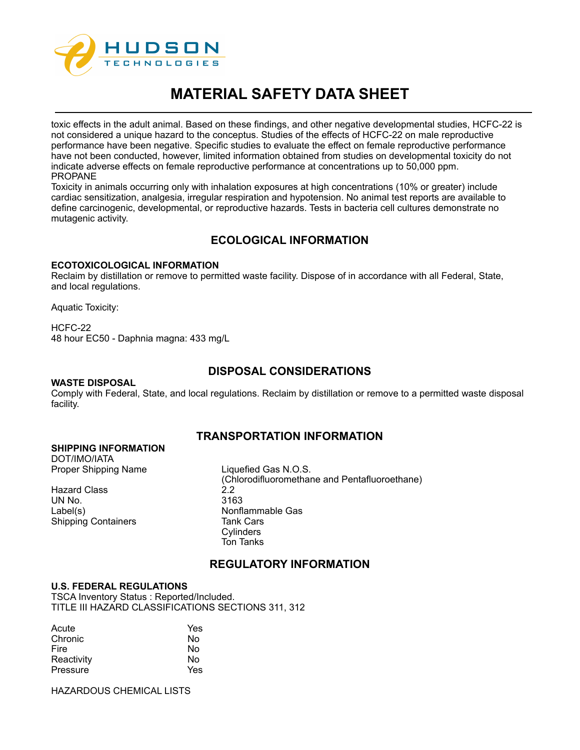toxic effects in the adult animal. Based on these findings, and other negative developmental studies, HCFC-22 is not considered a unique hazard to the conceptus. Studies of the effects of HCFC-22 on male reproductive performance have been negative. Specific studies to evaluate the effect on female reproductive performance have not been conducted, however, limited information obtained from studies on developmental toxicity do not indicate adverse effects on female reproductive performance at concentrations up to 50,000 ppm.
PROPANE
Toxicity in animals occurring only with inhalation exposures at high concentrations (10% or greater) include cardiac sensitization, analgesia, irregular respiration and hypotension. No animal test reports are available to define carcinogenic, developmental, or reproductive hazards. Tests in bacteria cell cultures demonstrate no mutagenic activity.

## ECOLOGICAL INFORMATION

**ECOTOXICOLOGICAL INFORMATION**
Reclaim by distillation or remove to permitted waste facility. Dispose of in accordance with all Federal, State, and local regulations.

Aquatic Toxicity:

HCFC-22
48 hour EC50 - Daphnia magna: 433 mg/L

## DISPOSAL CONSIDERATIONS

**WASTE DISPOSAL**
Comply with Federal, State, and local regulations. Reclaim by distillation or remove to a permitted waste disposal facility.

## TRANSPORTATION INFORMATION

**SHIPPING INFORMATION**
DOT/IMO/IATA

| | |
|---|---|
| Proper Shipping Name | Liquefied Gas N.O.S. (Chlorodifluoromethane and Pentafluoroethane) |
| Hazard Class | 2.2 |
| UN No. | 3163 |
| Label(s) | Nonflammable Gas |
| Shipping Containers | Tank Cars<br>Cylinders<br>Ton Tanks |

## REGULATORY INFORMATION

**U.S. FEDERAL REGULATIONS**
TSCA Inventory Status : Reported/Included.
TITLE III HAZARD CLASSIFICATIONS SECTIONS 311, 312

| | |
|---|---|
| Acute | Yes |
| Chronic | No |
| Fire | No |
| Reactivity | No |
| Pressure | Yes |

HAZARDOUS CHEMICAL LISTS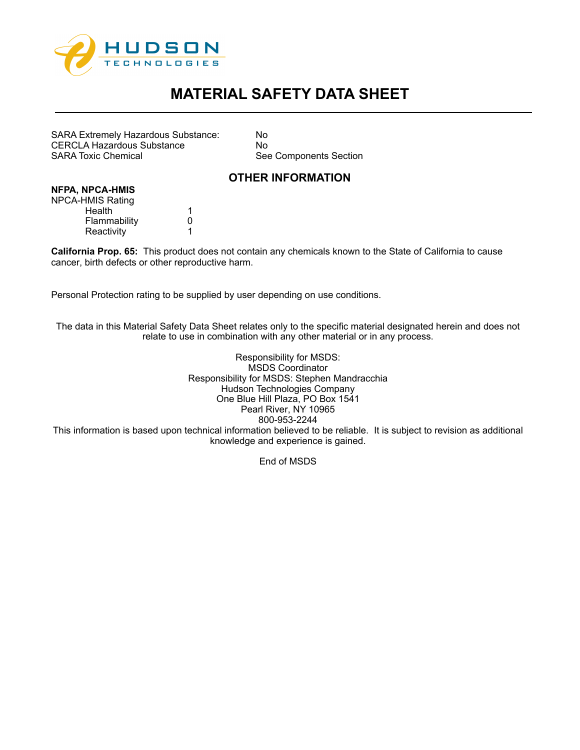# MATERIAL SAFETY DATA SHEET

| | |
|---|---|
| SARA Extremely Hazardous Substance: | No |
| CERCLA Hazardous Substance | No |
| SARA Toxic Chemical | See Components Section |

## OTHER INFORMATION

**NFPA, NPCA-HMIS**

NPCA-HMIS Rating

| | |
|---|---|
| Health | 1 |
| Flammability | 0 |
| Reactivity | 1 |

**California Prop. 65:** This product does not contain any chemicals known to the State of California to cause cancer, birth defects or other reproductive harm.

Personal Protection rating to be supplied by user depending on use conditions.

The data in this Material Safety Data Sheet relates only to the specific material designated herein and does not relate to use in combination with any other material or in any process.

Responsibility for MSDS:
MSDS Coordinator
Responsibility for MSDS: Stephen Mandracchia
Hudson Technologies Company
One Blue Hill Plaza, PO Box 1541
Pearl River, NY 10965
800-953-2244

This information is based upon technical information believed to be reliable. It is subject to revision as additional knowledge and experience is gained.

End of MSDS